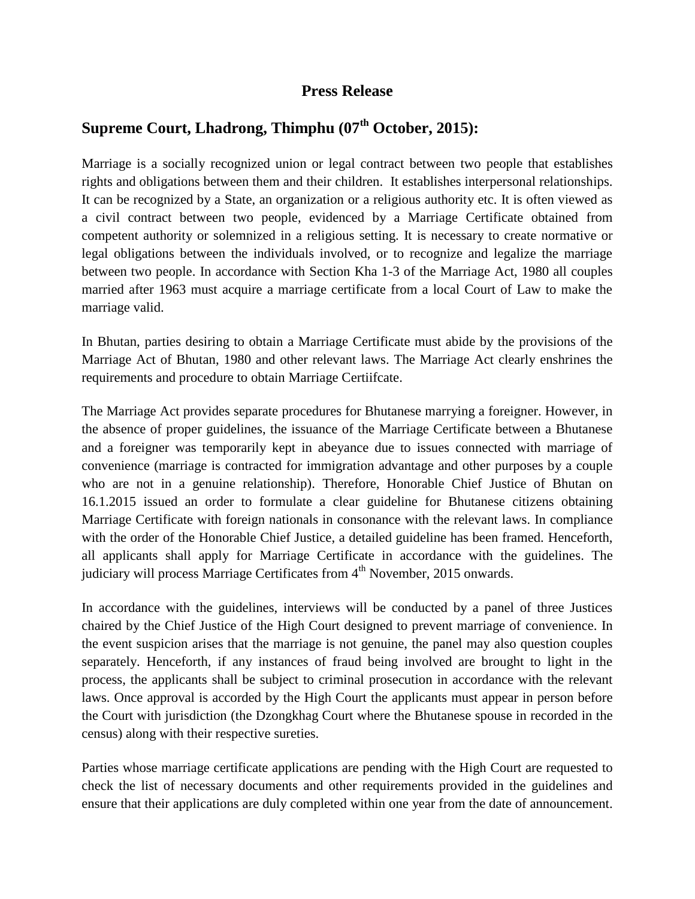# Press Release

## Supreme Court, Lhadrong, Thimphu (07th October, 2015):

Marriage is a socially recognized union or legal contract between two people that establishes rights and obligations between them and their children. It establishes interpersonal relationships. It can be recognized by a State, an organization or a religious authority etc. It is often viewed as a civil contract between two people, evidenced by a Marriage Certificate obtained from competent authority or solemnized in a religious setting. It is necessary to create normative or legal obligations between the individuals involved, or to recognize and legalize the marriage between two people. In accordance with Section Kha 1-3 of the Marriage Act, 1980 all couples married after 1963 must acquire a marriage certificate from a local Court of Law to make the marriage valid.

In Bhutan, parties desiring to obtain a Marriage Certificate must abide by the provisions of the Marriage Act of Bhutan, 1980 and other relevant laws. The Marriage Act clearly enshrines the requirements and procedure to obtain Marriage Certiifcate.

The Marriage Act provides separate procedures for Bhutanese marrying a foreigner. However, in the absence of proper guidelines, the issuance of the Marriage Certificate between a Bhutanese and a foreigner was temporarily kept in abeyance due to issues connected with marriage of convenience (marriage is contracted for immigration advantage and other purposes by a couple who are not in a genuine relationship). Therefore, Honorable Chief Justice of Bhutan on 16.1.2015 issued an order to formulate a clear guideline for Bhutanese citizens obtaining Marriage Certificate with foreign nationals in consonance with the relevant laws. In compliance with the order of the Honorable Chief Justice, a detailed guideline has been framed. Henceforth, all applicants shall apply for Marriage Certificate in accordance with the guidelines. The judiciary will process Marriage Certificates from 4th November, 2015 onwards.

In accordance with the guidelines, interviews will be conducted by a panel of three Justices chaired by the Chief Justice of the High Court designed to prevent marriage of convenience. In the event suspicion arises that the marriage is not genuine, the panel may also question couples separately. Henceforth, if any instances of fraud being involved are brought to light in the process, the applicants shall be subject to criminal prosecution in accordance with the relevant laws. Once approval is accorded by the High Court the applicants must appear in person before the Court with jurisdiction (the Dzongkhag Court where the Bhutanese spouse in recorded in the census) along with their respective sureties.

Parties whose marriage certificate applications are pending with the High Court are requested to check the list of necessary documents and other requirements provided in the guidelines and ensure that their applications are duly completed within one year from the date of announcement.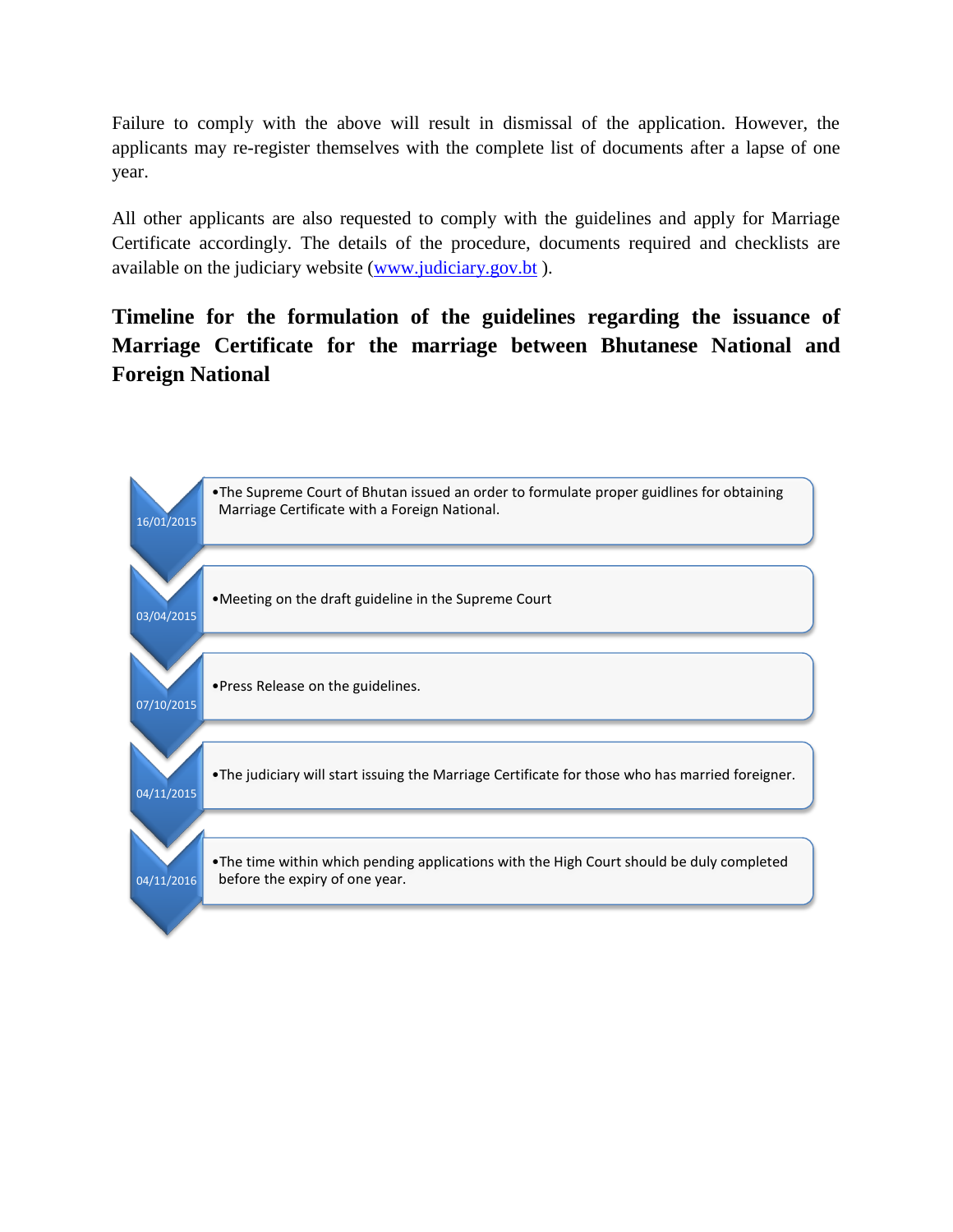Failure to comply with the above will result in dismissal of the application. However, the applicants may re-register themselves with the complete list of documents after a lapse of one year.

All other applicants are also requested to comply with the guidelines and apply for Marriage Certificate accordingly. The details of the procedure, documents required and checklists are available on the judiciary website (www.judiciary.gov.bt ).

## Timeline for the formulation of the guidelines regarding the issuance of Marriage Certificate for the marriage between Bhutanese National and Foreign National

16/01/2015

- The Supreme Court of Bhutan issued an order to formulate proper guidlines for obtaining Marriage Certificate with a Foreign National.

03/04/2015

- Meeting on the draft guideline in the Supreme Court

07/10/2015

- Press Release on the guidelines.

04/11/2015

- The judiciary will start issuing the Marriage Certificate for those who has married foreigner.

04/11/2016

- The time within which pending applications with the High Court should be duly completed before the expiry of one year.